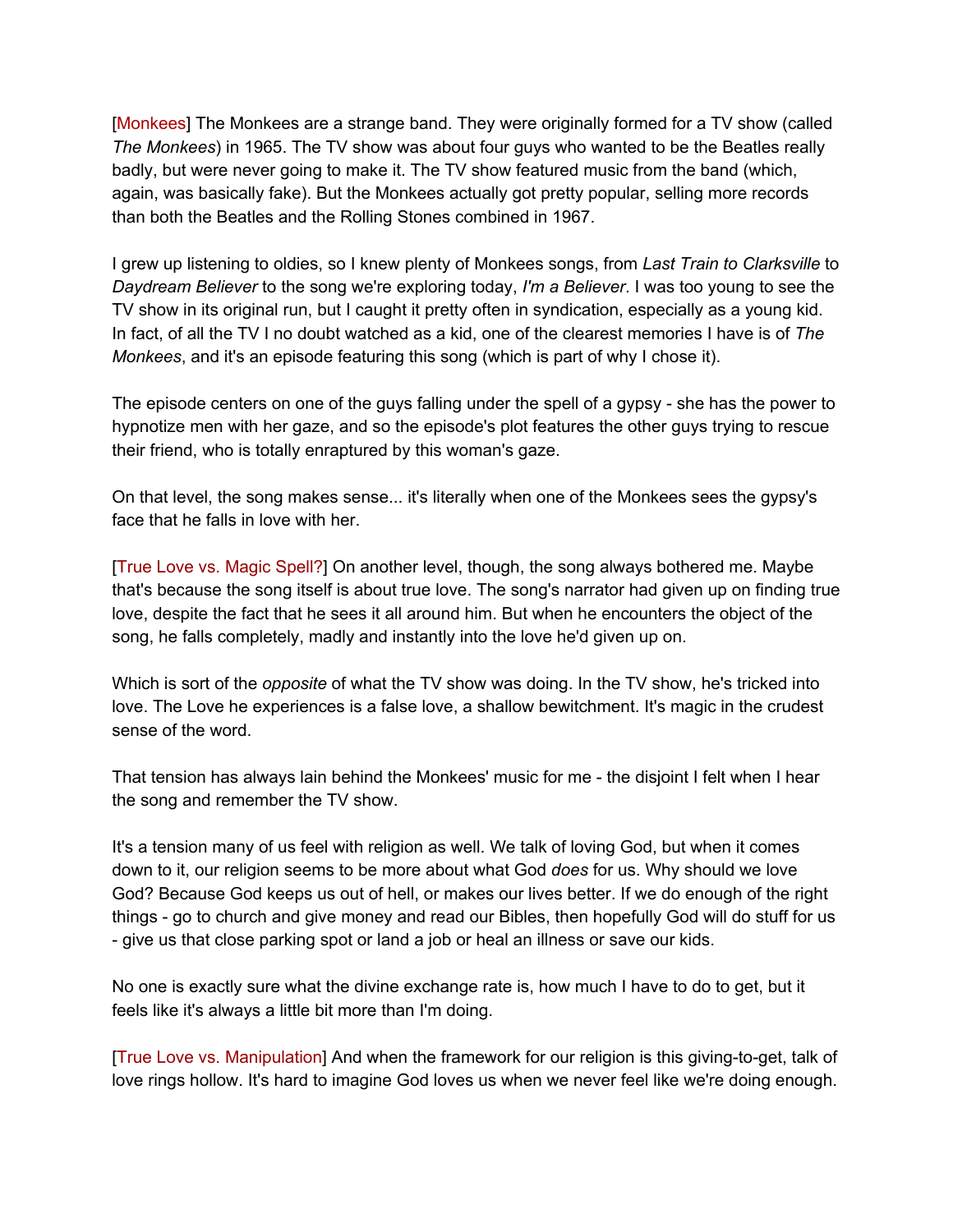[Monkees] The Monkees are a strange band. They were originally formed for a TV show (called *The Monkees*) in 1965. The TV show was about four guys who wanted to be the Beatles really badly, but were never going to make it. The TV show featured music from the band (which, again, was basically fake). But the Monkees actually got pretty popular, selling more records than both the Beatles and the Rolling Stones combined in 1967.

I grew up listening to oldies, so I knew plenty of Monkees songs, from *Last Train to Clarksville* to *Daydream Believer* to the song we're exploring today, *I'm a Believer*. I was too young to see the TV show in its original run, but I caught it pretty often in syndication, especially as a young kid. In fact, of all the TV I no doubt watched as a kid, one of the clearest memories I have is of *The Monkees*, and it's an episode featuring this song (which is part of why I chose it).

The episode centers on one of the guys falling under the spell of a gypsy - she has the power to hypnotize men with her gaze, and so the episode's plot features the other guys trying to rescue their friend, who is totally enraptured by this woman's gaze.

On that level, the song makes sense... it's literally when one of the Monkees sees the gypsy's face that he falls in love with her.

[True Love vs. Magic Spell?] On another level, though, the song always bothered me. Maybe that's because the song itself is about true love. The song's narrator had given up on finding true love, despite the fact that he sees it all around him. But when he encounters the object of the song, he falls completely, madly and instantly into the love he'd given up on.

Which is sort of the *opposite* of what the TV show was doing. In the TV show, he's tricked into love. The Love he experiences is a false love, a shallow bewitchment. It's magic in the crudest sense of the word.

That tension has always lain behind the Monkees' music for me - the disjoint I felt when I hear the song and remember the TV show.

It's a tension many of us feel with religion as well. We talk of loving God, but when it comes down to it, our religion seems to be more about what God *does* for us. Why should we love God? Because God keeps us out of hell, or makes our lives better. If we do enough of the right things - go to church and give money and read our Bibles, then hopefully God will do stuff for us - give us that close parking spot or land a job or heal an illness or save our kids.

No one is exactly sure what the divine exchange rate is, how much I have to do to get, but it feels like it's always a little bit more than I'm doing.

[True Love vs. Manipulation] And when the framework for our religion is this giving-to-get, talk of love rings hollow. It's hard to imagine God loves us when we never feel like we're doing enough.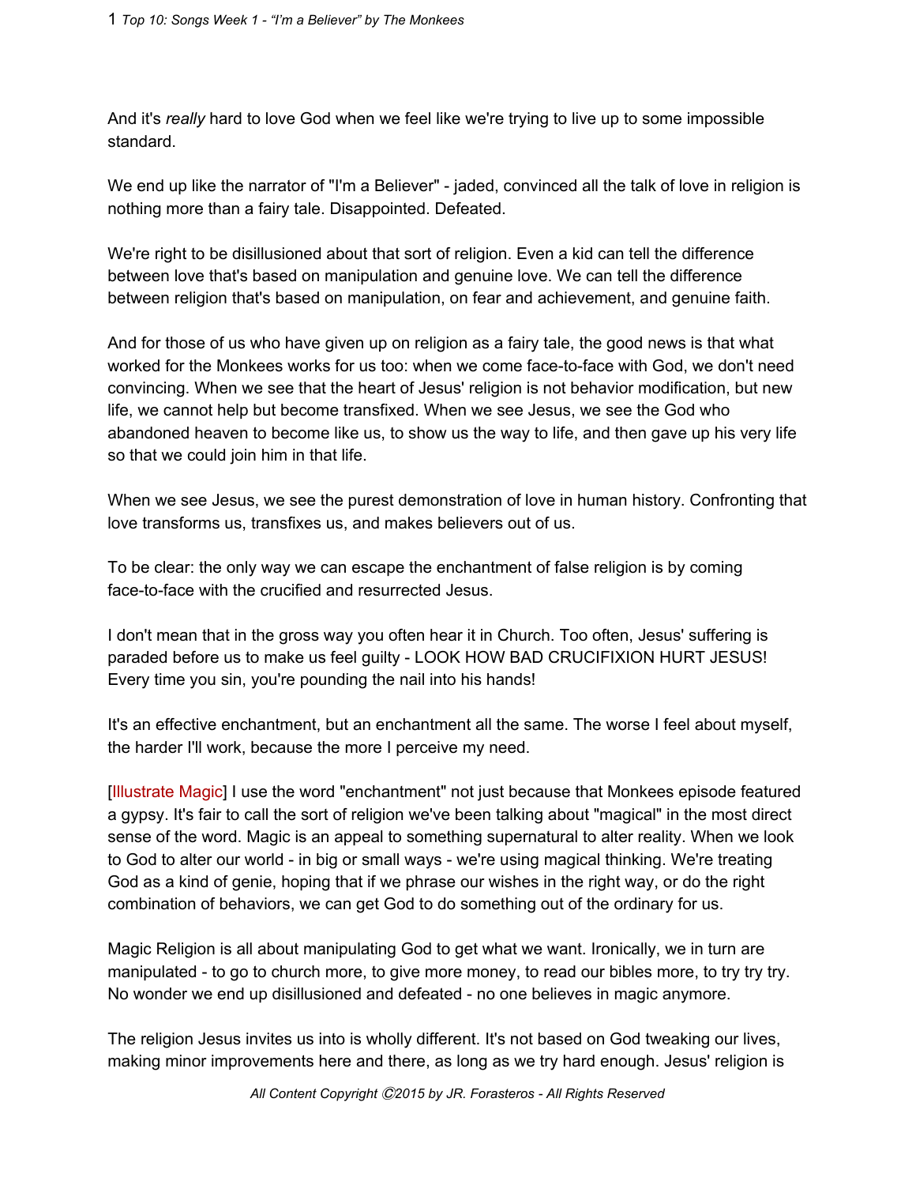And it's *really* hard to love God when we feel like we're trying to live up to some impossible standard.

We end up like the narrator of "I'm a Believer" - jaded, convinced all the talk of love in religion is nothing more than a fairy tale. Disappointed. Defeated.

We're right to be disillusioned about that sort of religion. Even a kid can tell the difference between love that's based on manipulation and genuine love. We can tell the difference between religion that's based on manipulation, on fear and achievement, and genuine faith.

And for those of us who have given up on religion as a fairy tale, the good news is that what worked for the Monkees works for us too: when we come face-to-face with God, we don't need convincing. When we see that the heart of Jesus' religion is not behavior modification, but new life, we cannot help but become transfixed. When we see Jesus, we see the God who abandoned heaven to become like us, to show us the way to life, and then gave up his very life so that we could join him in that life.

When we see Jesus, we see the purest demonstration of love in human history. Confronting that love transforms us, transfixes us, and makes believers out of us.

To be clear: the only way we can escape the enchantment of false religion is by coming face-to-face with the crucified and resurrected Jesus.

I don't mean that in the gross way you often hear it in Church. Too often, Jesus' suffering is paraded before us to make us feel guilty - LOOK HOW BAD CRUCIFIXION HURT JESUS! Every time you sin, you're pounding the nail into his hands!

It's an effective enchantment, but an enchantment all the same. The worse I feel about myself, the harder I'll work, because the more I perceive my need.

[Illustrate Magic] I use the word "enchantment" not just because that Monkees episode featured a gypsy. It's fair to call the sort of religion we've been talking about "magical" in the most direct sense of the word. Magic is an appeal to something supernatural to alter reality. When we look to God to alter our world - in big or small ways - we're using magical thinking. We're treating God as a kind of genie, hoping that if we phrase our wishes in the right way, or do the right combination of behaviors, we can get God to do something out of the ordinary for us.

Magic Religion is all about manipulating God to get what we want. Ironically, we in turn are manipulated - to go to church more, to give more money, to read our bibles more, to try try try. No wonder we end up disillusioned and defeated - no one believes in magic anymore.

The religion Jesus invites us into is wholly different. It's not based on God tweaking our lives, making minor improvements here and there, as long as we try hard enough. Jesus' religion is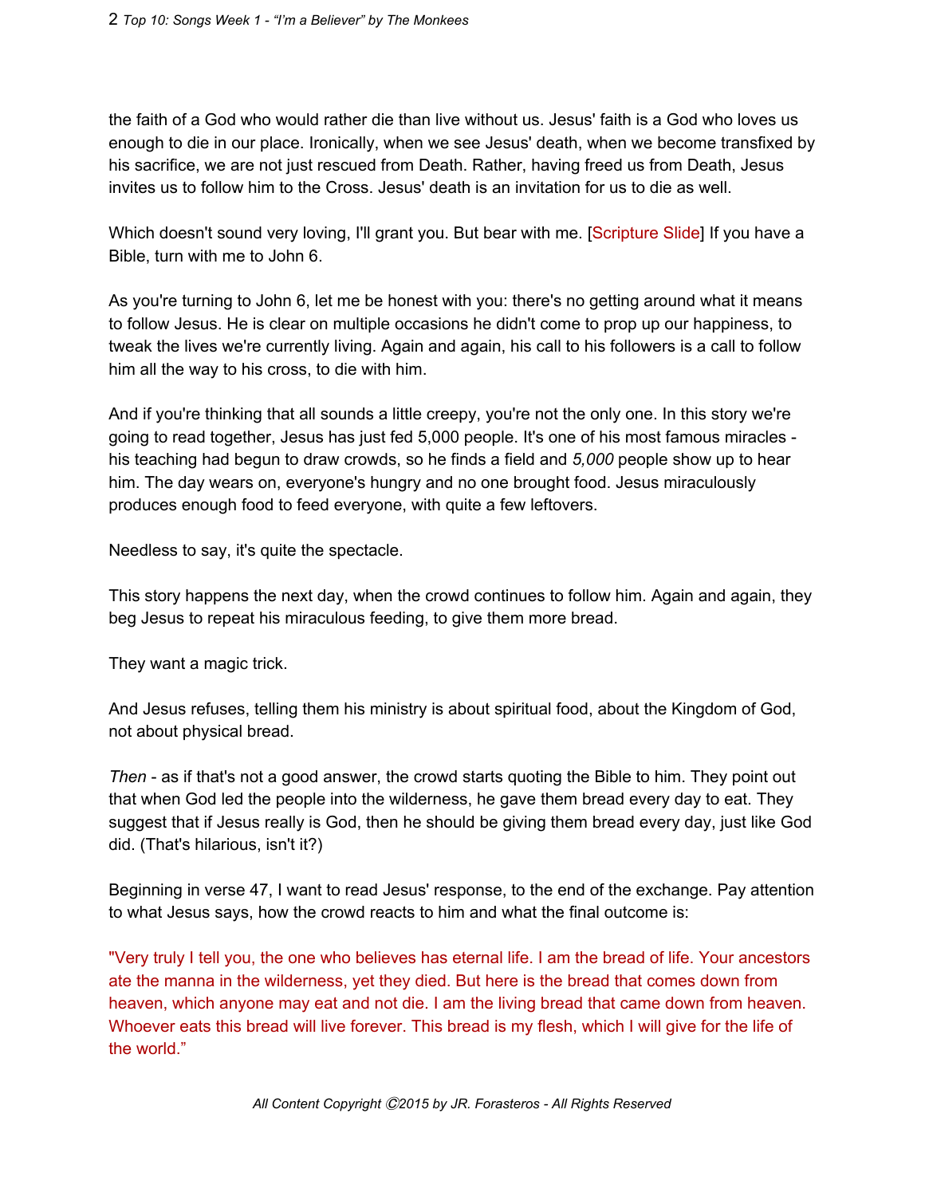the faith of a God who would rather die than live without us. Jesus' faith is a God who loves us enough to die in our place. Ironically, when we see Jesus' death, when we become transfixed by his sacrifice, we are not just rescued from Death. Rather, having freed us from Death, Jesus invites us to follow him to the Cross. Jesus' death is an invitation for us to die as well.

Which doesn't sound very loving, I'll grant you. But bear with me. [Scripture Slide] If you have a Bible, turn with me to John 6.

As you're turning to John 6, let me be honest with you: there's no getting around what it means to follow Jesus. He is clear on multiple occasions he didn't come to prop up our happiness, to tweak the lives we're currently living. Again and again, his call to his followers is a call to follow him all the way to his cross, to die with him.

And if you're thinking that all sounds a little creepy, you're not the only one. In this story we're going to read together, Jesus has just fed 5,000 people. It's one of his most famous miracles - his teaching had begun to draw crowds, so he finds a field and *5,000* people show up to hear him. The day wears on, everyone's hungry and no one brought food. Jesus miraculously produces enough food to feed everyone, with quite a few leftovers.

Needless to say, it's quite the spectacle.

This story happens the next day, when the crowd continues to follow him. Again and again, they beg Jesus to repeat his miraculous feeding, to give them more bread.

They want a magic trick.

And Jesus refuses, telling them his ministry is about spiritual food, about the Kingdom of God, not about physical bread.

*Then* - as if that's not a good answer, the crowd starts quoting the Bible to him. They point out that when God led the people into the wilderness, he gave them bread every day to eat. They suggest that if Jesus really is God, then he should be giving them bread every day, just like God did. (That's hilarious, isn't it?)

Beginning in verse 47, I want to read Jesus' response, to the end of the exchange. Pay attention to what Jesus says, how the crowd reacts to him and what the final outcome is:

"Very truly I tell you, the one who believes has eternal life. I am the bread of life. Your ancestors ate the manna in the wilderness, yet they died. But here is the bread that comes down from heaven, which anyone may eat and not die. I am the living bread that came down from heaven. Whoever eats this bread will live forever. This bread is my flesh, which I will give for the life of the world."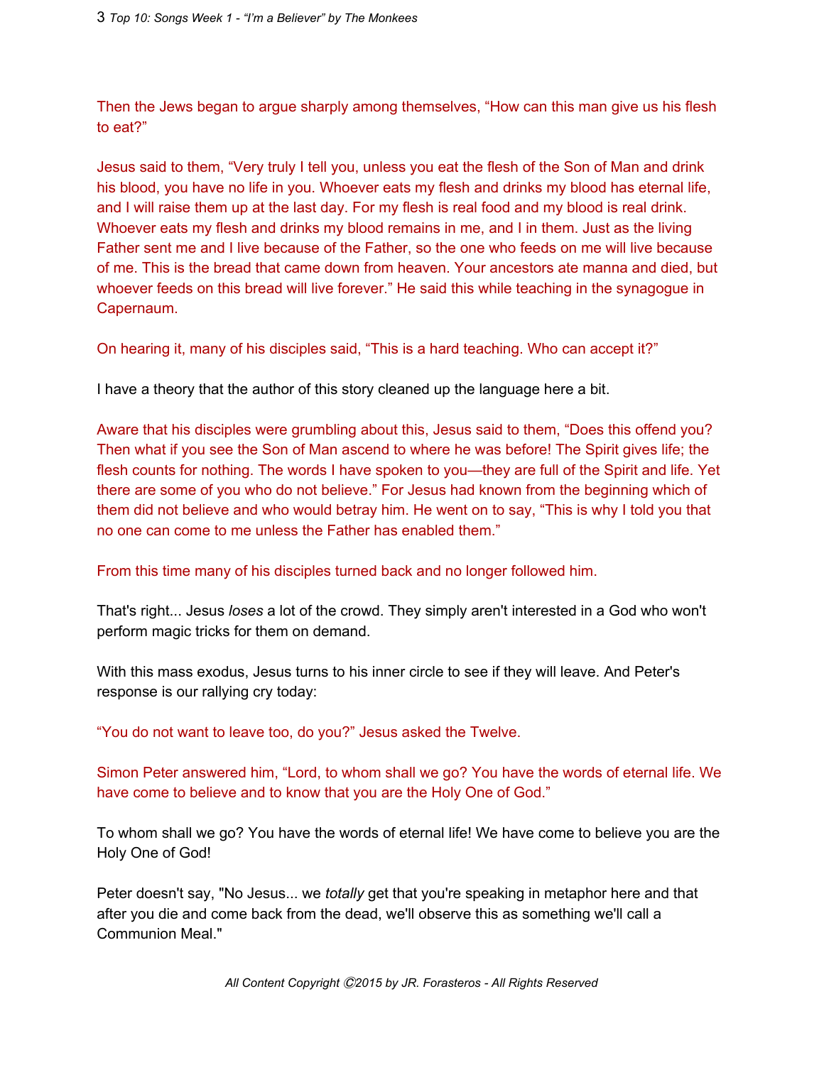Then the Jews began to argue sharply among themselves, "How can this man give us his flesh to eat?"

Jesus said to them, "Very truly I tell you, unless you eat the flesh of the Son of Man and drink his blood, you have no life in you. Whoever eats my flesh and drinks my blood has eternal life, and I will raise them up at the last day. For my flesh is real food and my blood is real drink. Whoever eats my flesh and drinks my blood remains in me, and I in them. Just as the living Father sent me and I live because of the Father, so the one who feeds on me will live because of me. This is the bread that came down from heaven. Your ancestors ate manna and died, but whoever feeds on this bread will live forever." He said this while teaching in the synagogue in Capernaum.

On hearing it, many of his disciples said, "This is a hard teaching. Who can accept it?"

I have a theory that the author of this story cleaned up the language here a bit.

Aware that his disciples were grumbling about this, Jesus said to them, "Does this offend you? Then what if you see the Son of Man ascend to where he was before! The Spirit gives life; the flesh counts for nothing. The words I have spoken to you—they are full of the Spirit and life. Yet there are some of you who do not believe." For Jesus had known from the beginning which of them did not believe and who would betray him. He went on to say, "This is why I told you that no one can come to me unless the Father has enabled them."

From this time many of his disciples turned back and no longer followed him.

That's right... Jesus *loses* a lot of the crowd. They simply aren't interested in a God who won't perform magic tricks for them on demand.

With this mass exodus, Jesus turns to his inner circle to see if they will leave. And Peter's response is our rallying cry today:

"You do not want to leave too, do you?" Jesus asked the Twelve.

Simon Peter answered him, "Lord, to whom shall we go? You have the words of eternal life. We have come to believe and to know that you are the Holy One of God."

To whom shall we go? You have the words of eternal life! We have come to believe you are the Holy One of God!

Peter doesn't say, "No Jesus... we *totally* get that you're speaking in metaphor here and that after you die and come back from the dead, we'll observe this as something we'll call a Communion Meal."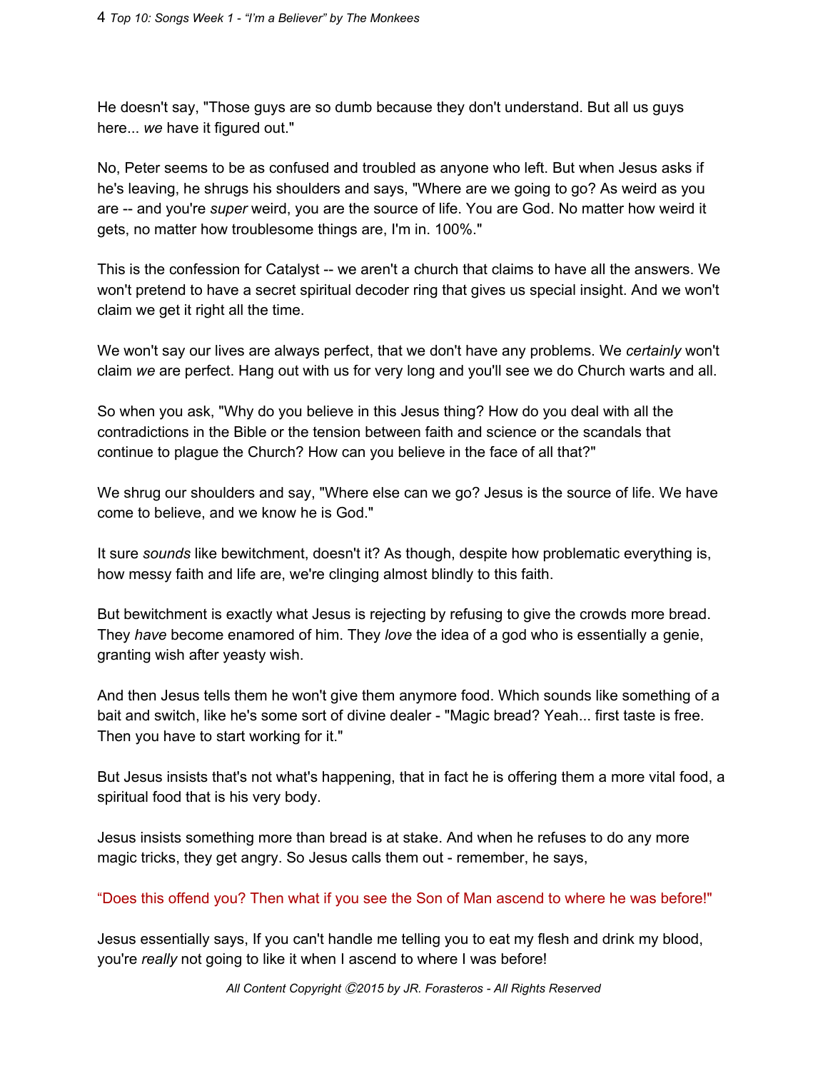He doesn't say, "Those guys are so dumb because they don't understand. But all us guys here... *we* have it figured out."

No, Peter seems to be as confused and troubled as anyone who left. But when Jesus asks if he's leaving, he shrugs his shoulders and says, "Where are we going to go? As weird as you are -- and you're *super* weird, you are the source of life. You are God. No matter how weird it gets, no matter how troublesome things are, I'm in. 100%."

This is the confession for Catalyst -- we aren't a church that claims to have all the answers. We won't pretend to have a secret spiritual decoder ring that gives us special insight. And we won't claim we get it right all the time.

We won't say our lives are always perfect, that we don't have any problems. We *certainly* won't claim *we* are perfect. Hang out with us for very long and you'll see we do Church warts and all.

So when you ask, "Why do you believe in this Jesus thing? How do you deal with all the contradictions in the Bible or the tension between faith and science or the scandals that continue to plague the Church? How can you believe in the face of all that?"

We shrug our shoulders and say, "Where else can we go? Jesus is the source of life. We have come to believe, and we know he is God."

It sure *sounds* like bewitchment, doesn't it? As though, despite how problematic everything is, how messy faith and life are, we're clinging almost blindly to this faith.

But bewitchment is exactly what Jesus is rejecting by refusing to give the crowds more bread. They *have* become enamored of him. They *love* the idea of a god who is essentially a genie, granting wish after yeasty wish.

And then Jesus tells them he won't give them anymore food. Which sounds like something of a bait and switch, like he's some sort of divine dealer - "Magic bread? Yeah... first taste is free. Then you have to start working for it."

But Jesus insists that's not what's happening, that in fact he is offering them a more vital food, a spiritual food that is his very body.

Jesus insists something more than bread is at stake. And when he refuses to do any more magic tricks, they get angry. So Jesus calls them out - remember, he says,

"Does this offend you? Then what if you see the Son of Man ascend to where he was before!"

Jesus essentially says, If you can't handle me telling you to eat my flesh and drink my blood, you're *really* not going to like it when I ascend to where I was before!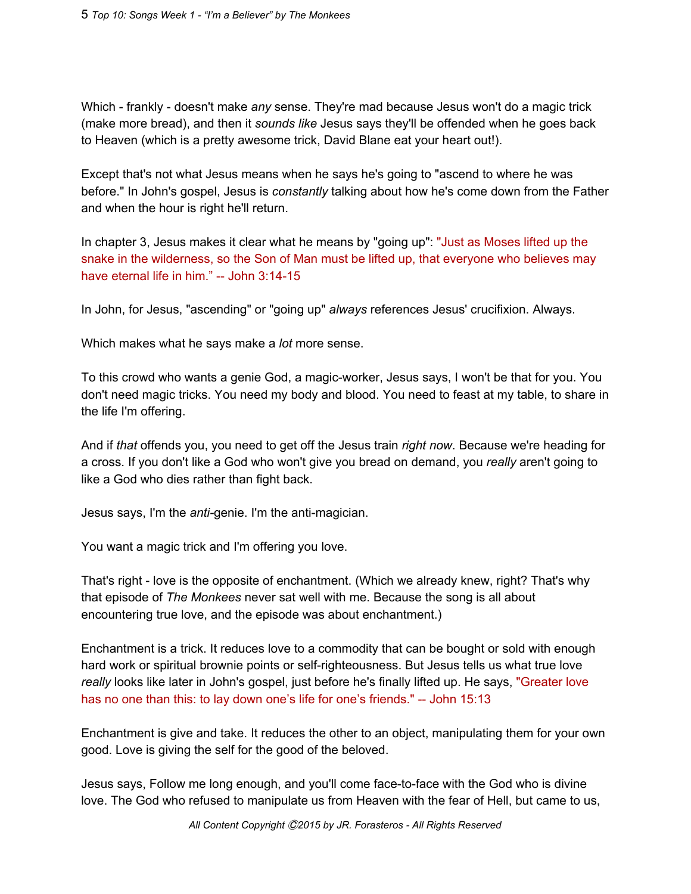Which - frankly - doesn't make *any* sense. They're mad because Jesus won't do a magic trick (make more bread), and then it *sounds like* Jesus says they'll be offended when he goes back to Heaven (which is a pretty awesome trick, David Blane eat your heart out!).

Except that's not what Jesus means when he says he's going to "ascend to where he was before." In John's gospel, Jesus is *constantly* talking about how he's come down from the Father and when the hour is right he'll return.

In chapter 3, Jesus makes it clear what he means by "going up": "Just as Moses lifted up the snake in the wilderness, so the Son of Man must be lifted up, that everyone who believes may have eternal life in him." -- John 3:14-15

In John, for Jesus, "ascending" or "going up" *always* references Jesus' crucifixion. Always.

Which makes what he says make a *lot* more sense.

To this crowd who wants a genie God, a magic-worker, Jesus says, I won't be that for you. You don't need magic tricks. You need my body and blood. You need to feast at my table, to share in the life I'm offering.

And if *that* offends you, you need to get off the Jesus train *right now*. Because we're heading for a cross. If you don't like a God who won't give you bread on demand, you *really* aren't going to like a God who dies rather than fight back.

Jesus says, I'm the *anti*-genie. I'm the anti-magician.

You want a magic trick and I'm offering you love.

That's right - love is the opposite of enchantment. (Which we already knew, right? That's why that episode of *The Monkees* never sat well with me. Because the song is all about encountering true love, and the episode was about enchantment.)

Enchantment is a trick. It reduces love to a commodity that can be bought or sold with enough hard work or spiritual brownie points or self-righteousness. But Jesus tells us what true love *really* looks like later in John's gospel, just before he's finally lifted up. He says, "Greater love has no one than this: to lay down one's life for one's friends." -- John 15:13

Enchantment is give and take. It reduces the other to an object, manipulating them for your own good. Love is giving the self for the good of the beloved.

Jesus says, Follow me long enough, and you'll come face-to-face with the God who is divine love. The God who refused to manipulate us from Heaven with the fear of Hell, but came to us,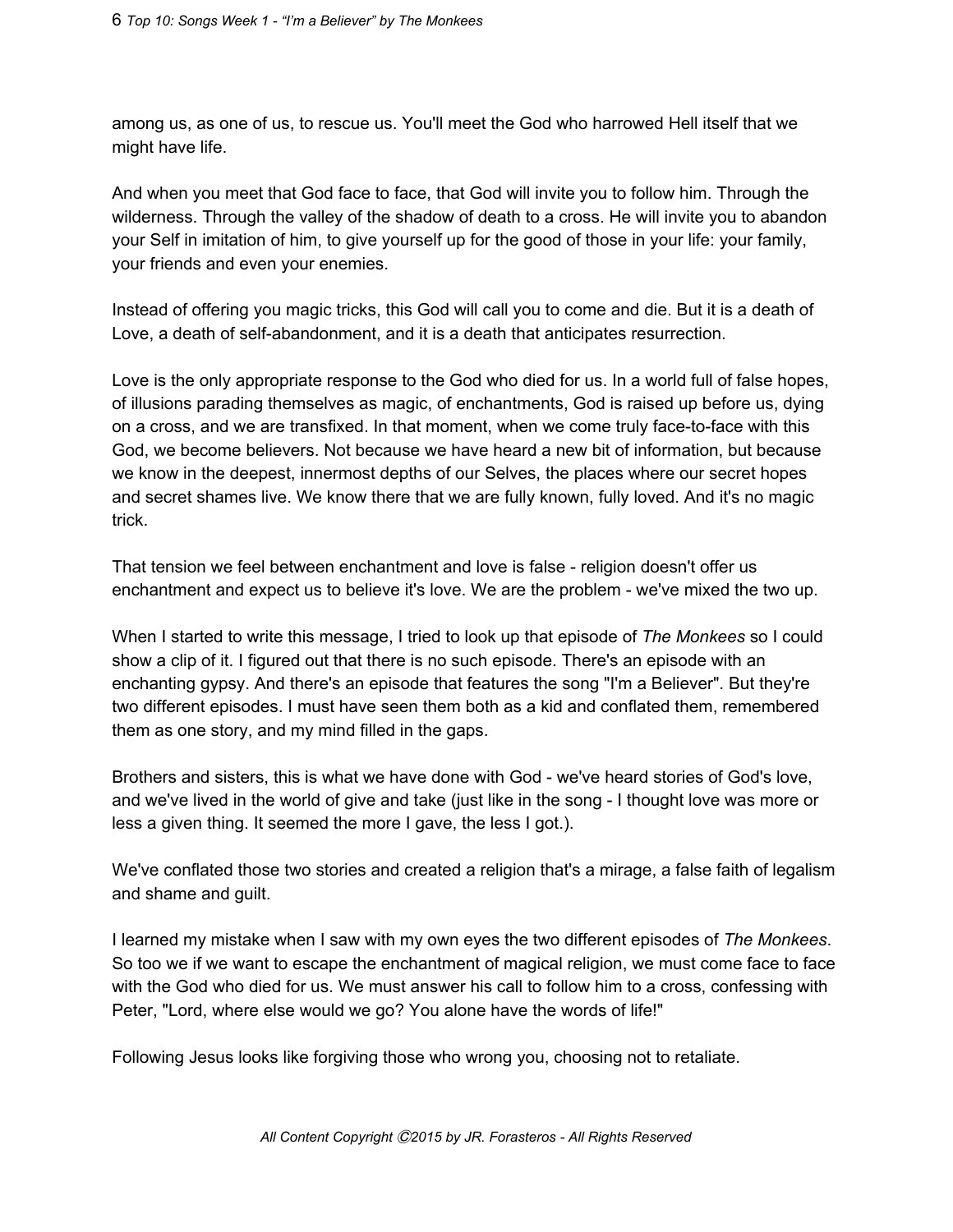among us, as one of us, to rescue us. You'll meet the God who harrowed Hell itself that we might have life.

And when you meet that God face to face, that God will invite you to follow him. Through the wilderness. Through the valley of the shadow of death to a cross. He will invite you to abandon your Self in imitation of him, to give yourself up for the good of those in your life: your family, your friends and even your enemies.

Instead of offering you magic tricks, this God will call you to come and die. But it is a death of Love, a death of self-abandonment, and it is a death that anticipates resurrection.

Love is the only appropriate response to the God who died for us. In a world full of false hopes, of illusions parading themselves as magic, of enchantments, God is raised up before us, dying on a cross, and we are transfixed. In that moment, when we come truly face-to-face with this God, we become believers. Not because we have heard a new bit of information, but because we know in the deepest, innermost depths of our Selves, the places where our secret hopes and secret shames live. We know there that we are fully known, fully loved. And it's no magic trick.

That tension we feel between enchantment and love is false - religion doesn't offer us enchantment and expect us to believe it's love. We are the problem - we've mixed the two up.

When I started to write this message, I tried to look up that episode of *The Monkees* so I could show a clip of it. I figured out that there is no such episode. There's an episode with an enchanting gypsy. And there's an episode that features the song "I'm a Believer". But they're two different episodes. I must have seen them both as a kid and conflated them, remembered them as one story, and my mind filled in the gaps.

Brothers and sisters, this is what we have done with God - we've heard stories of God's love, and we've lived in the world of give and take (just like in the song - I thought love was more or less a given thing. It seemed the more I gave, the less I got.).

We've conflated those two stories and created a religion that's a mirage, a false faith of legalism and shame and guilt.

I learned my mistake when I saw with my own eyes the two different episodes of *The Monkees*. So too we if we want to escape the enchantment of magical religion, we must come face to face with the God who died for us. We must answer his call to follow him to a cross, confessing with Peter, "Lord, where else would we go? You alone have the words of life!"

Following Jesus looks like forgiving those who wrong you, choosing not to retaliate.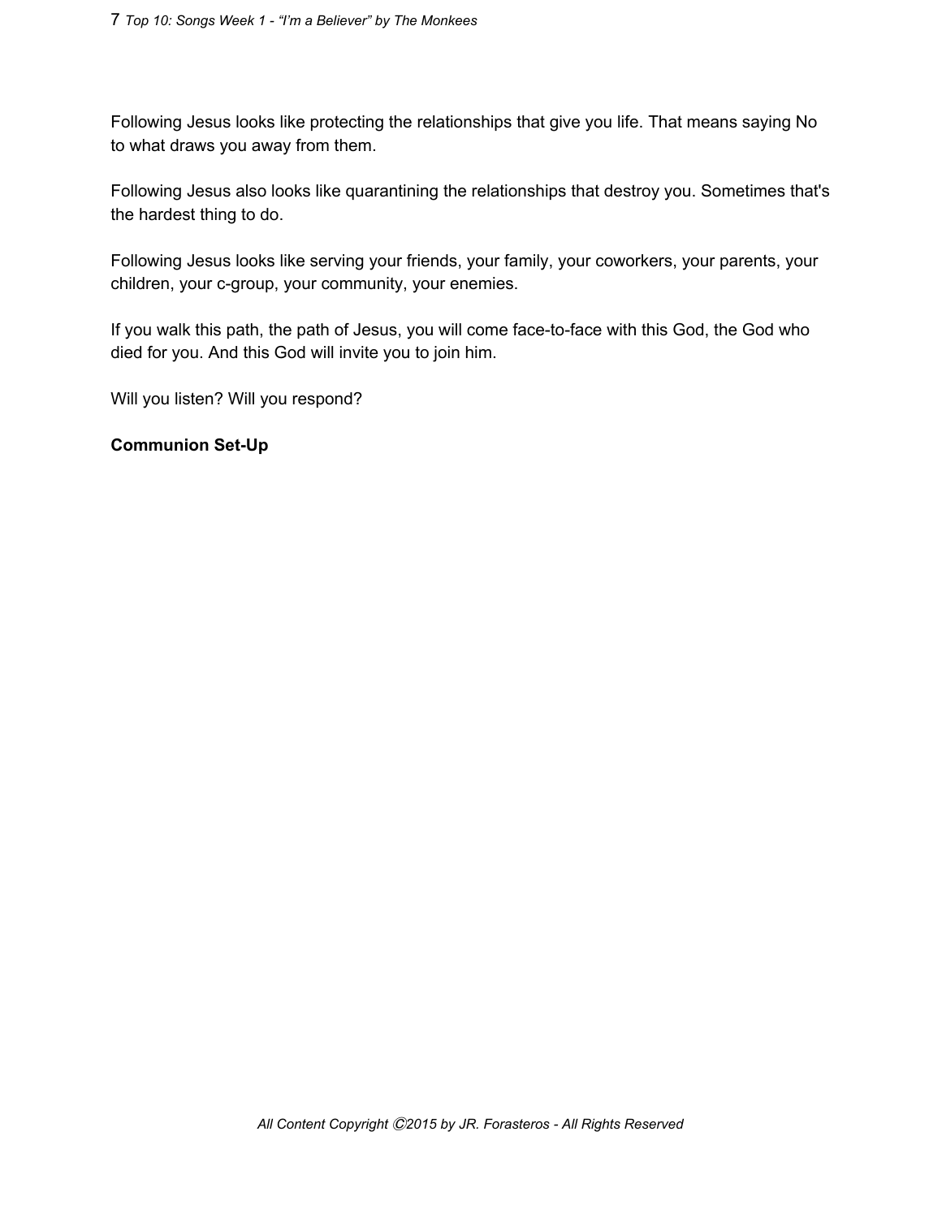Following Jesus looks like protecting the relationships that give you life. That means saying No to what draws you away from them.

Following Jesus also looks like quarantining the relationships that destroy you. Sometimes that's the hardest thing to do.

Following Jesus looks like serving your friends, your family, your coworkers, your parents, your children, your c-group, your community, your enemies.

If you walk this path, the path of Jesus, you will come face-to-face with this God, the God who died for you. And this God will invite you to join him.

Will you listen? Will you respond?

**Communion Set-Up**